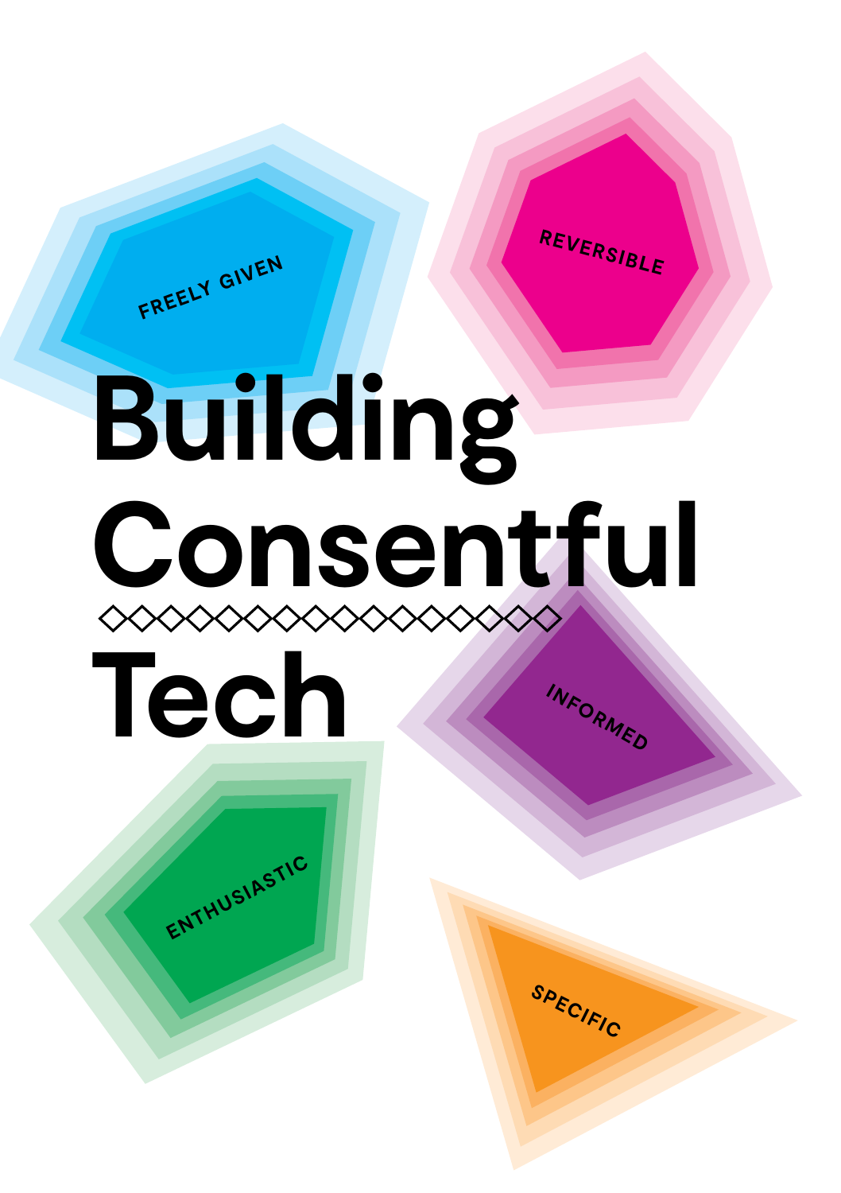# Building Consentful Tech

FREELY GIVEN

REVERSIBLE

INFORMED

ENTHUSIASTIC

SPECIFIC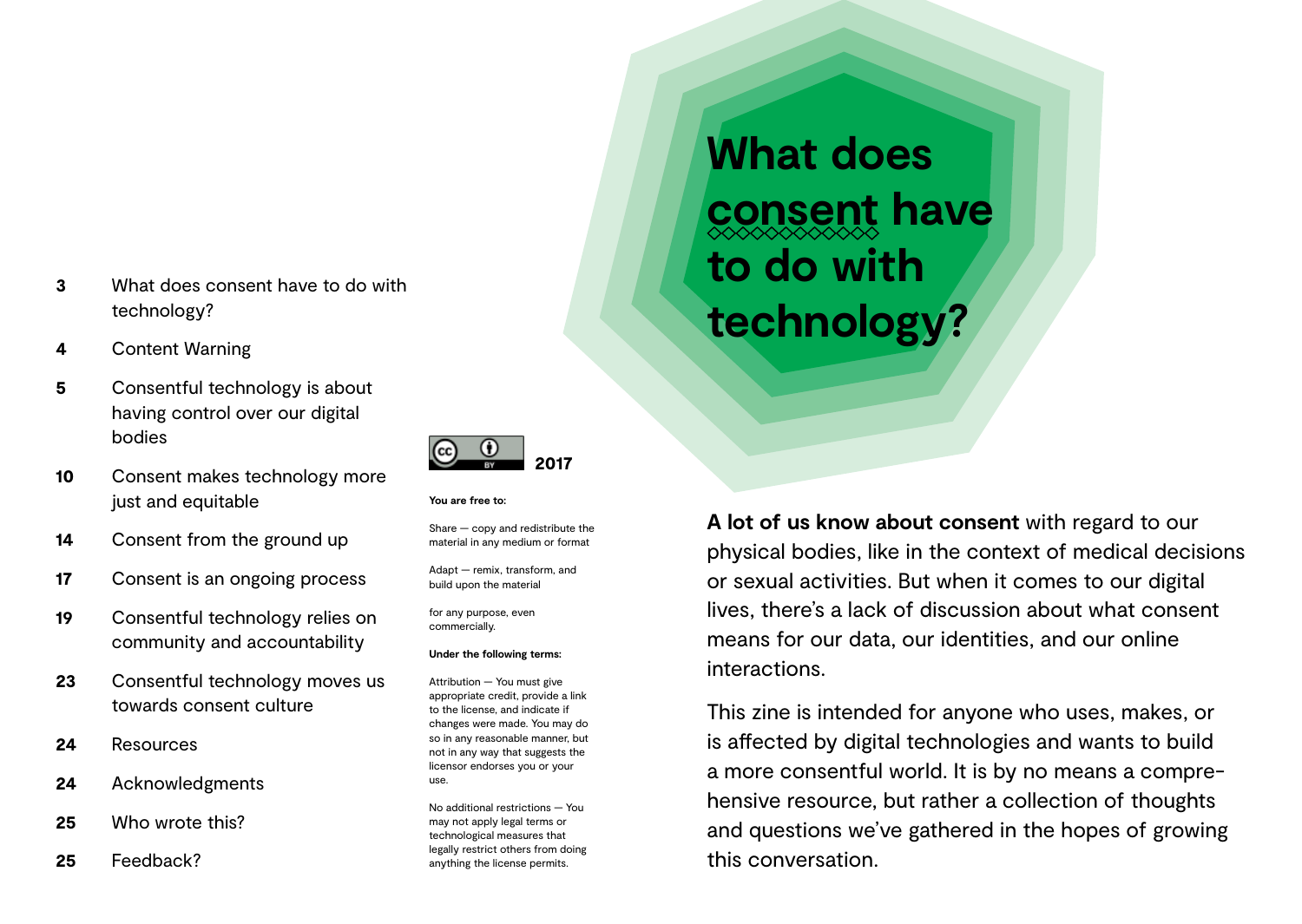| | |
|---|---|
| **3** | What does consent have to do with technology? |
| **4** | Content Warning |
| **5** | Consentful technology is about having control over our digital bodies |
| **10** | Consent makes technology more just and equitable |
| **14** | Consent from the ground up |
| **17** | Consent is an ongoing process |
| **19** | Consentful technology relies on community and accountability |
| **23** | Consentful technology moves us towards consent culture |
| **24** | Resources |
| **24** | Acknowledgments |
| **25** | Who wrote this? |
| **25** | Feedback? |

CC BY **2017**

**You are free to:**

Share — copy and redistribute the material in any medium or format

Adapt — remix, transform, and build upon the material

for any purpose, even commercially.

**Under the following terms:**

Attribution — You must give appropriate credit, provide a link to the license, and indicate if changes were made. You may do so in any reasonable manner, but not in any way that suggests the licensor endorses you or your use.

No additional restrictions — You may not apply legal terms or technological measures that legally restrict others from doing anything the license permits.

# What does consent have to do with technology?

**A lot of us know about consent** with regard to our physical bodies, like in the context of medical decisions or sexual activities. But when it comes to our digital lives, there's a lack of discussion about what consent means for our data, our identities, and our online interactions.

This zine is intended for anyone who uses, makes, or is affected by digital technologies and wants to build a more consentful world. It is by no means a comprehensive resource, but rather a collection of thoughts and questions we've gathered in the hopes of growing this conversation.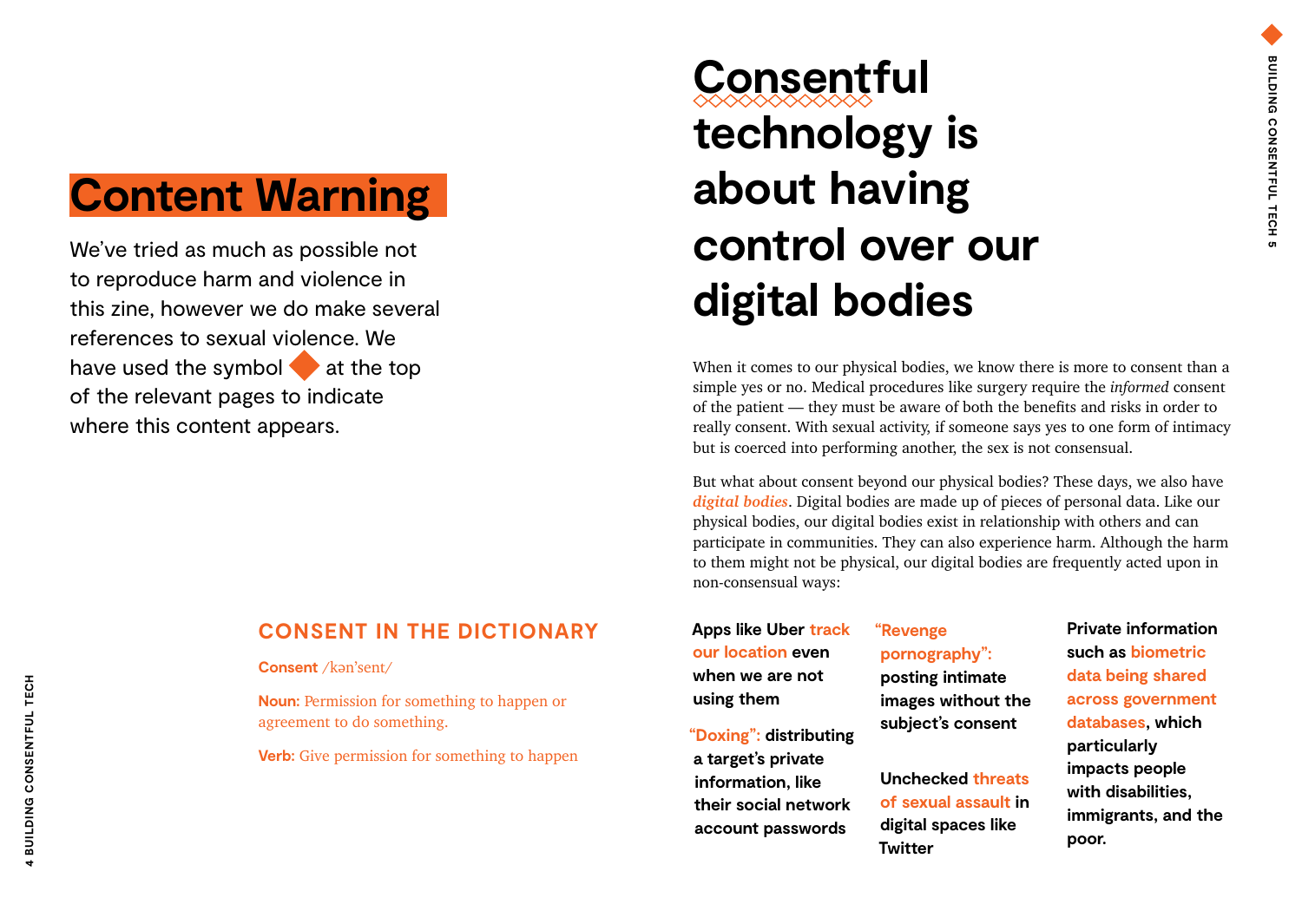# Content Warning

We've tried as much as possible not to reproduce harm and violence in this zine, however we do make several references to sexual violence. We have used the symbol ◆ at the top of the relevant pages to indicate where this content appears.

## CONSENT IN THE DICTIONARY

**Consent** /kən'sent/

**Noun:** Permission for something to happen or agreement to do something.

**Verb:** Give permission for something to happen

# Consentful technology is about having control over our digital bodies

When it comes to our physical bodies, we know there is more to consent than a simple yes or no. Medical procedures like surgery require the *informed* consent of the patient — they must be aware of both the benefits and risks in order to really consent. With sexual activity, if someone says yes to one form of intimacy but is coerced into performing another, the sex is not consensual.

But what about consent beyond our physical bodies? These days, we also have ***digital bodies***. Digital bodies are made up of pieces of personal data. Like our physical bodies, our digital bodies exist in relationship with others and can participate in communities. They can also experience harm. Although the harm to them might not be physical, our digital bodies are frequently acted upon in non-consensual ways:

**Apps like Uber track our location even when we are not using them**

**"Doxing": distributing a target's private information, like their social network account passwords**

**"Revenge pornography": posting intimate images without the subject's consent**

**Unchecked threats of sexual assault in digital spaces like Twitter**

**Private information such as biometric data being shared across government databases, which particularly impacts people with disabilities, immigrants, and the poor.**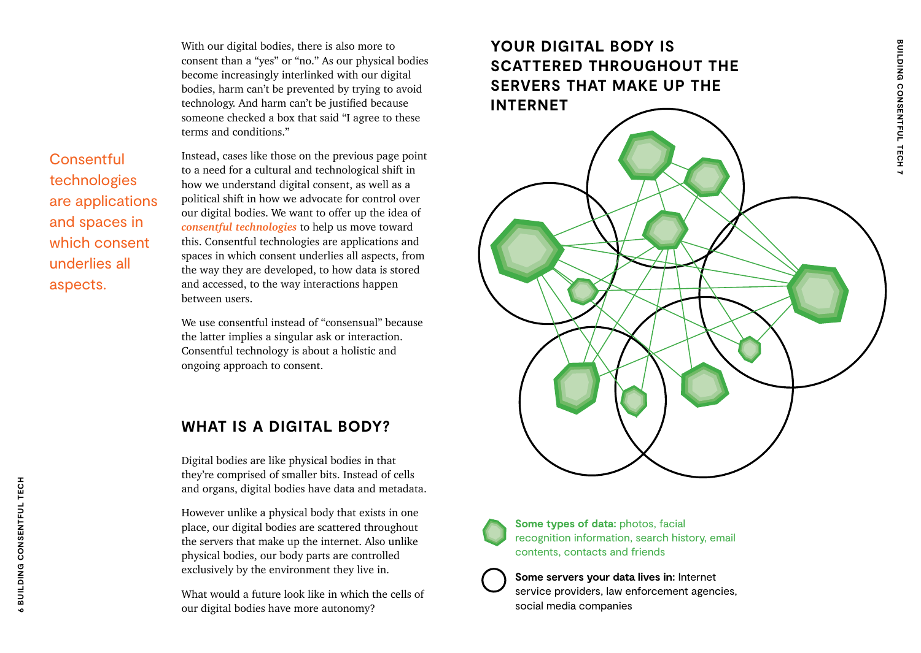With our digital bodies, there is also more to consent than a "yes" or "no." As our physical bodies become increasingly interlinked with our digital bodies, harm can't be prevented by trying to avoid technology. And harm can't be justified because someone checked a box that said "I agree to these terms and conditions."

Consentful technologies are applications and spaces in which consent underlies all aspects.

Instead, cases like those on the previous page point to a need for a cultural and technological shift in how we understand digital consent, as well as a political shift in how we advocate for control over our digital bodies. We want to offer up the idea of ***consentful technologies*** to help us move toward this. Consentful technologies are applications and spaces in which consent underlies all aspects, from the way they are developed, to how data is stored and accessed, to the way interactions happen between users.

We use consentful instead of "consensual" because the latter implies a singular ask or interaction. Consentful technology is about a holistic and ongoing approach to consent.

## WHAT IS A DIGITAL BODY?

Digital bodies are like physical bodies in that they're comprised of smaller bits. Instead of cells and organs, digital bodies have data and metadata.

However unlike a physical body that exists in one place, our digital bodies are scattered throughout the servers that make up the internet. Also unlike physical bodies, our body parts are controlled exclusively by the environment they live in.

What would a future look like in which the cells of our digital bodies have more autonomy?

## YOUR DIGITAL BODY IS SCATTERED THROUGHOUT THE SERVERS THAT MAKE UP THE INTERNET

**Some types of data:** photos, facial recognition information, search history, email contents, contacts and friends

**Some servers your data lives in:** Internet service providers, law enforcement agencies, social media companies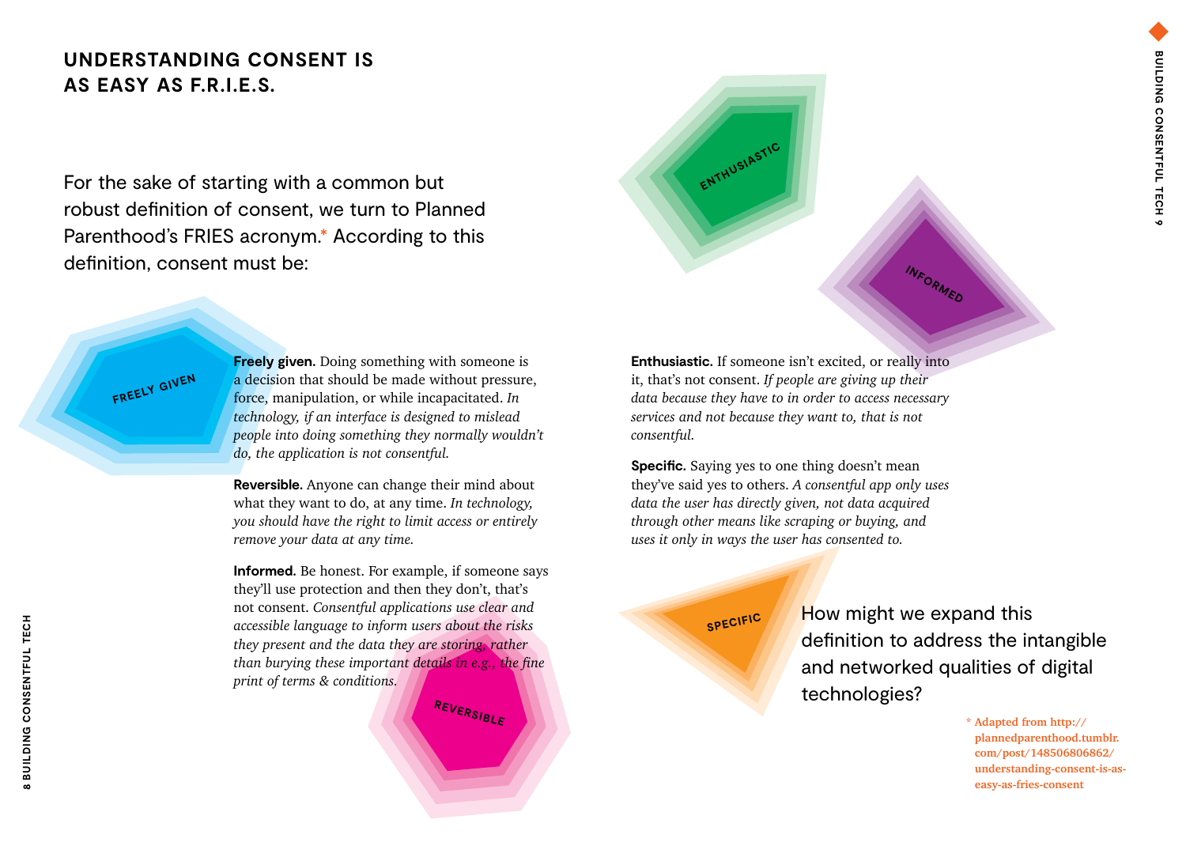# UNDERSTANDING CONSENT IS AS EASY AS F.R.I.E.S.

For the sake of starting with a common but robust definition of consent, we turn to Planned Parenthood's FRIES acronym.* According to this definition, consent must be:

**Freely given.** Doing something with someone is a decision that should be made without pressure, force, manipulation, or while incapacitated. *In technology, if an interface is designed to mislead people into doing something they normally wouldn't do, the application is not consentful.*

**Reversible.** Anyone can change their mind about what they want to do, at any time. *In technology, you should have the right to limit access or entirely remove your data at any time.*

**Informed.** Be honest. For example, if someone says they'll use protection and then they don't, that's not consent. *Consentful applications use clear and accessible language to inform users about the risks they present and the data they are storing, rather than burying these important details in e.g., the fine print of terms & conditions.*

**Enthusiastic.** If someone isn't excited, or really into it, that's not consent. *If people are giving up their data because they have to in order to access necessary services and not because they want to, that is not consentful.*

**Specific.** Saying yes to one thing doesn't mean they've said yes to others. *A consentful app only uses data the user has directly given, not data acquired through other means like scraping or buying, and uses it only in ways the user has consented to.*

How might we expand this definition to address the intangible and networked qualities of digital technologies?

\* Adapted from http://plannedparenthood.tumblr.com/post/148506806862/understanding-consent-is-as-easy-as-fries-consent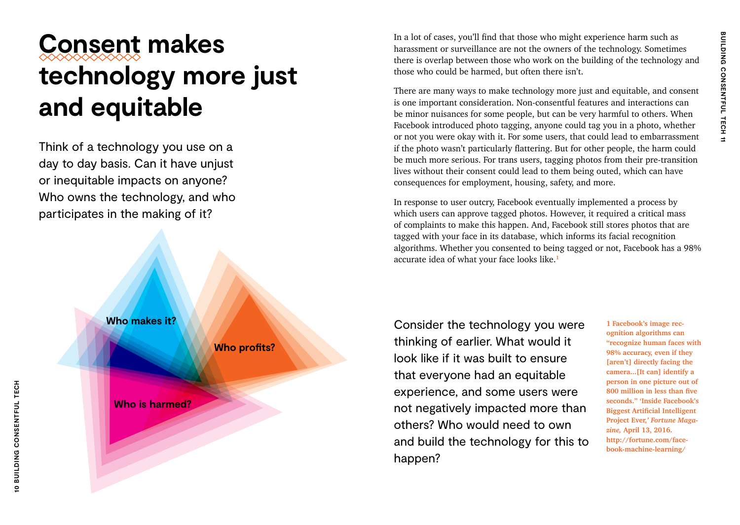# Consent makes technology more just and equitable

Think of a technology you use on a day to day basis. Can it have unjust or inequitable impacts on anyone? Who owns the technology, and who participates in the making of it?

Who makes it?

Who profits?

Who is harmed?

In a lot of cases, you'll find that those who might experience harm such as harassment or surveillance are not the owners of the technology. Sometimes there is overlap between those who work on the building of the technology and those who could be harmed, but often there isn't.

There are many ways to make technology more just and equitable, and consent is one important consideration. Non-consentful features and interactions can be minor nuisances for some people, but can be very harmful to others. When Facebook introduced photo tagging, anyone could tag you in a photo, whether or not you were okay with it. For some users, that could lead to embarrassment if the photo wasn't particularly flattering. But for other people, the harm could be much more serious. For trans users, tagging photos from their pre-transition lives without their consent could lead to them being outed, which can have consequences for employment, housing, safety, and more.

In response to user outcry, Facebook eventually implemented a process by which users can approve tagged photos. However, it required a critical mass of complaints to make this happen. And, Facebook still stores photos that are tagged with your face in its database, which informs its facial recognition algorithms. Whether you consented to being tagged or not, Facebook has a 98% accurate idea of what your face looks like.[1]

Consider the technology you were thinking of earlier. What would it look like if it was built to ensure that everyone had an equitable experience, and some users were not negatively impacted more than others? Who would need to own and build the technology for this to happen?

**1 Facebook's image recognition algorithms can "recognize human faces with 98% accuracy, even if they [aren't] directly facing the camera...[It can] identify a person in one picture out of 800 million in less than five seconds." 'Inside Facebook's Biggest Artificial Intelligent Project Ever,' *Fortune Magazine,* April 13, 2016. http://fortune.com/facebook-machine-learning/**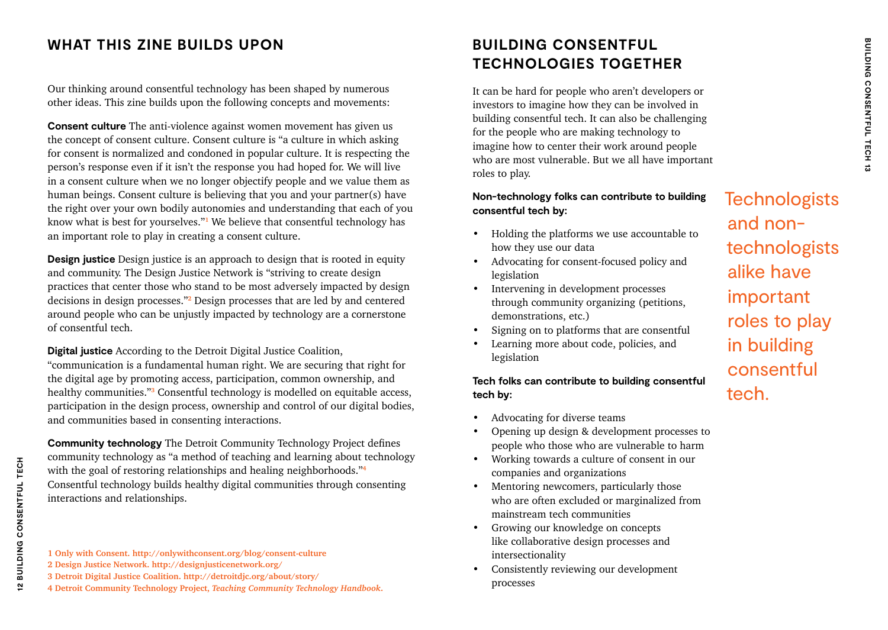## WHAT THIS ZINE BUILDS UPON

Our thinking around consentful technology has been shaped by numerous other ideas. This zine builds upon the following concepts and movements:

**Consent culture** The anti-violence against women movement has given us the concept of consent culture. Consent culture is "a culture in which asking for consent is normalized and condoned in popular culture. It is respecting the person's response even if it isn't the response you had hoped for. We will live in a consent culture when we no longer objectify people and we value them as human beings. Consent culture is believing that you and your partner(s) have the right over your own bodily autonomies and understanding that each of you know what is best for yourselves."[1] We believe that consentful technology has an important role to play in creating a consent culture.

**Design justice** Design justice is an approach to design that is rooted in equity and community. The Design Justice Network is "striving to create design practices that center those who stand to be most adversely impacted by design decisions in design processes."[2] Design processes that are led by and centered around people who can be unjustly impacted by technology are a cornerstone of consentful tech.

**Digital justice** According to the Detroit Digital Justice Coalition, "communication is a fundamental human right. We are securing that right for the digital age by promoting access, participation, common ownership, and healthy communities."[3] Consentful technology is modelled on equitable access, participation in the design process, ownership and control of our digital bodies, and communities based in consenting interactions.

**Community technology** The Detroit Community Technology Project defines community technology as "a method of teaching and learning about technology with the goal of restoring relationships and healing neighborhoods."[4] Consentful technology builds healthy digital communities through consenting interactions and relationships.

1 Only with Consent. http://onlywithconsent.org/blog/consent-culture
2 Design Justice Network. http://designjusticenetwork.org/
3 Detroit Digital Justice Coalition. http://detroitdjc.org/about/story/
4 Detroit Community Technology Project, *Teaching Community Technology Handbook*.

## BUILDING CONSENTFUL TECHNOLOGIES TOGETHER

It can be hard for people who aren't developers or investors to imagine how they can be involved in building consentful tech. It can also be challenging for the people who are making technology to imagine how to center their work around people who are most vulnerable. But we all have important roles to play.

**Non-technology folks can contribute to building consentful tech by:**

- Holding the platforms we use accountable to how they use our data
- Advocating for consent-focused policy and legislation
- Intervening in development processes through community organizing (petitions, demonstrations, etc.)
- Signing on to platforms that are consentful
- Learning more about code, policies, and legislation

**Tech folks can contribute to building consentful tech by:**

- Advocating for diverse teams
- Opening up design & development processes to people who those who are vulnerable to harm
- Working towards a culture of consent in our companies and organizations
- Mentoring newcomers, particularly those who are often excluded or marginalized from mainstream tech communities
- Growing our knowledge on concepts like collaborative design processes and intersectionality
- Consistently reviewing our development processes

Technologists and non-technologists alike have important roles to play in building consentful tech.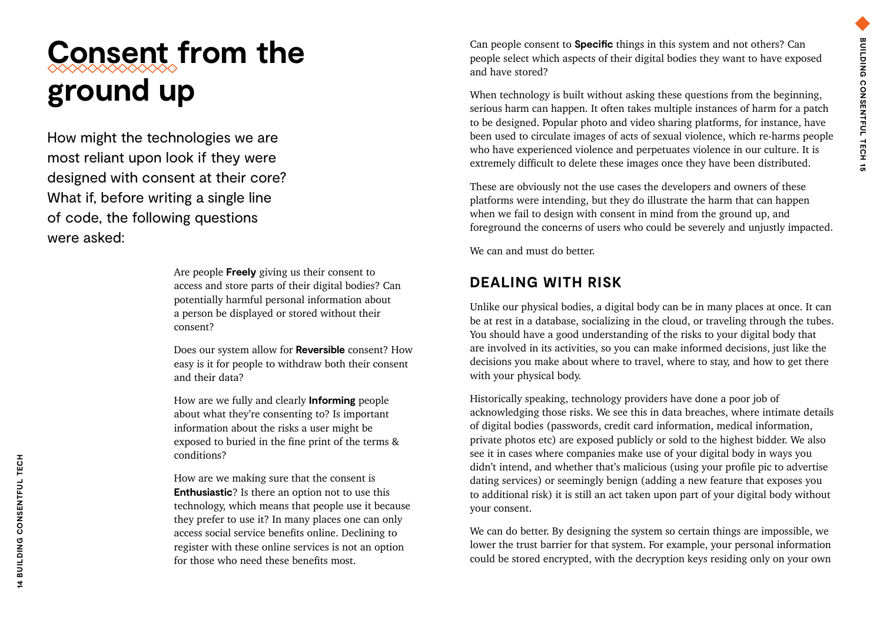# Consent from the ground up

How might the technologies we are most reliant upon look if they were designed with consent at their core? What if, before writing a single line of code, the following questions were asked:

Are people **Freely** giving us their consent to access and store parts of their digital bodies? Can potentially harmful personal information about a person be displayed or stored without their consent?

Does our system allow for **Reversible** consent? How easy is it for people to withdraw both their consent and their data?

How are we fully and clearly **Informing** people about what they're consenting to? Is important information about the risks a user might be exposed to buried in the fine print of the terms & conditions?

How are we making sure that the consent is **Enthusiastic**? Is there an option not to use this technology, which means that people use it because they prefer to use it? In many places one can only access social service benefits online. Declining to register with these online services is not an option for those who need these benefits most.

Can people consent to **Specific** things in this system and not others? Can people select which aspects of their digital bodies they want to have exposed and have stored?

When technology is built without asking these questions from the beginning, serious harm can happen. It often takes multiple instances of harm for a patch to be designed. Popular photo and video sharing platforms, for instance, have been used to circulate images of acts of sexual violence, which re-harms people who have experienced violence and perpetuates violence in our culture. It is extremely difficult to delete these images once they have been distributed.

These are obviously not the use cases the developers and owners of these platforms were intending, but they do illustrate the harm that can happen when we fail to design with consent in mind from the ground up, and foreground the concerns of users who could be severely and unjustly impacted.

We can and must do better.

## DEALING WITH RISK

Unlike our physical bodies, a digital body can be in many places at once. It can be at rest in a database, socializing in the cloud, or traveling through the tubes. You should have a good understanding of the risks to your digital body that are involved in its activities, so you can make informed decisions, just like the decisions you make about where to travel, where to stay, and how to get there with your physical body.

Historically speaking, technology providers have done a poor job of acknowledging those risks. We see this in data breaches, where intimate details of digital bodies (passwords, credit card information, medical information, private photos etc) are exposed publicly or sold to the highest bidder. We also see it in cases where companies make use of your digital body in ways you didn't intend, and whether that's malicious (using your profile pic to advertise dating services) or seemingly benign (adding a new feature that exposes you to additional risk) it is still an act taken upon part of your digital body without your consent.

We can do better. By designing the system so certain things are impossible, we lower the trust barrier for that system. For example, your personal information could be stored encrypted, with the decryption keys residing only on your own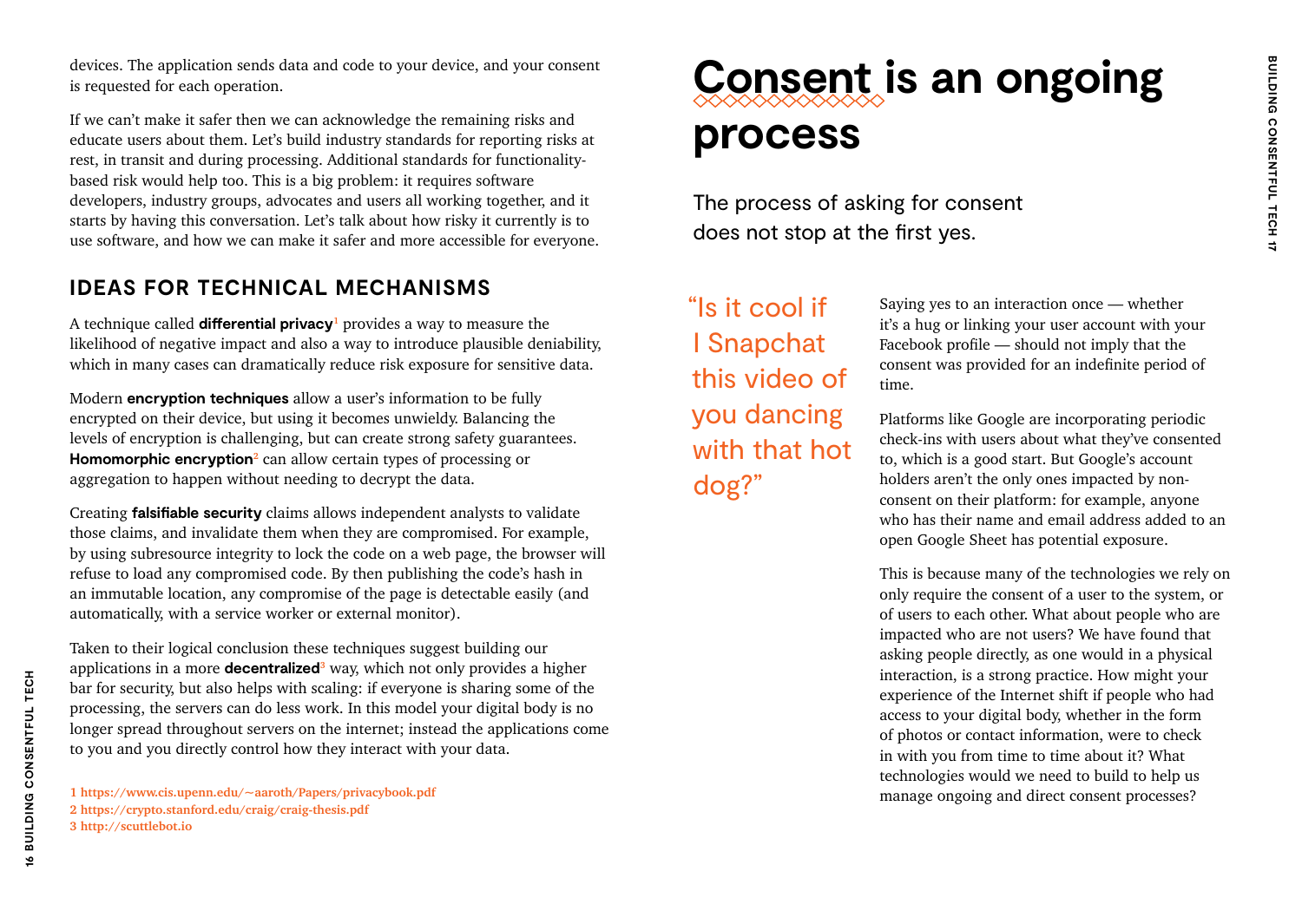devices. The application sends data and code to your device, and your consent is requested for each operation.

If we can't make it safer then we can acknowledge the remaining risks and educate users about them. Let's build industry standards for reporting risks at rest, in transit and during processing. Additional standards for functionality-based risk would help too. This is a big problem: it requires software developers, industry groups, advocates and users all working together, and it starts by having this conversation. Let's talk about how risky it currently is to use software, and how we can make it safer and more accessible for everyone.

### IDEAS FOR TECHNICAL MECHANISMS

A technique called **differential privacy**[1] provides a way to measure the likelihood of negative impact and also a way to introduce plausible deniability, which in many cases can dramatically reduce risk exposure for sensitive data.

Modern **encryption techniques** allow a user's information to be fully encrypted on their device, but using it becomes unwieldy. Balancing the levels of encryption is challenging, but can create strong safety guarantees. **Homomorphic encryption**[2] can allow certain types of processing or aggregation to happen without needing to decrypt the data.

Creating **falsifiable security** claims allows independent analysts to validate those claims, and invalidate them when they are compromised. For example, by using subresource integrity to lock the code on a web page, the browser will refuse to load any compromised code. By then publishing the code's hash in an immutable location, any compromise of the page is detectable easily (and automatically, with a service worker or external monitor).

Taken to their logical conclusion these techniques suggest building our applications in a more **decentralized**[3] way, which not only provides a higher bar for security, but also helps with scaling: if everyone is sharing some of the processing, the servers can do less work. In this model your digital body is no longer spread throughout servers on the internet; instead the applications come to you and you directly control how they interact with your data.

1 https://www.cis.upenn.edu/~aaroth/Papers/privacybook.pdf
2 https://crypto.stanford.edu/craig/craig-thesis.pdf
3 http://scuttlebot.io

# Consent is an ongoing process

The process of asking for consent does not stop at the first yes.

"Is it cool if I Snapchat this video of you dancing with that hot dog?"

Saying yes to an interaction once — whether it's a hug or linking your user account with your Facebook profile — should not imply that the consent was provided for an indefinite period of time.

Platforms like Google are incorporating periodic check-ins with users about what they've consented to, which is a good start. But Google's account holders aren't the only ones impacted by non-consent on their platform: for example, anyone who has their name and email address added to an open Google Sheet has potential exposure.

This is because many of the technologies we rely on only require the consent of a user to the system, or of users to each other. What about people who are impacted who are not users? We have found that asking people directly, as one would in a physical interaction, is a strong practice. How might your experience of the Internet shift if people who had access to your digital body, whether in the form of photos or contact information, were to check in with you from time to time about it? What technologies would we need to build to help us manage ongoing and direct consent processes?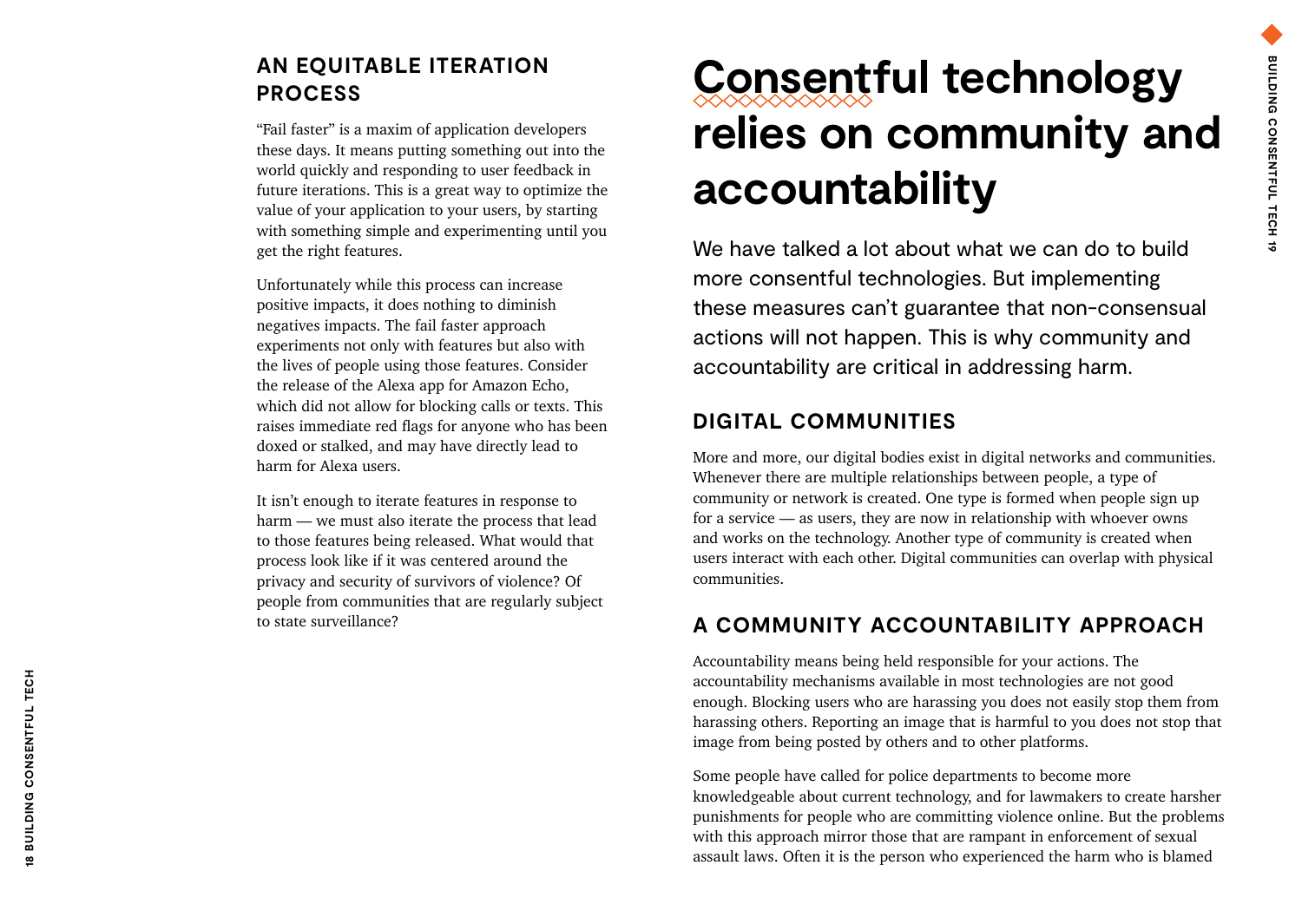## AN EQUITABLE ITERATION PROCESS

"Fail faster" is a maxim of application developers these days. It means putting something out into the world quickly and responding to user feedback in future iterations. This is a great way to optimize the value of your application to your users, by starting with something simple and experimenting until you get the right features.

Unfortunately while this process can increase positive impacts, it does nothing to diminish negatives impacts. The fail faster approach experiments not only with features but also with the lives of people using those features. Consider the release of the Alexa app for Amazon Echo, which did not allow for blocking calls or texts. This raises immediate red flags for anyone who has been doxed or stalked, and may have directly lead to harm for Alexa users.

It isn't enough to iterate features in response to harm — we must also iterate the process that lead to those features being released. What would that process look like if it was centered around the privacy and security of survivors of violence? Of people from communities that are regularly subject to state surveillance?

# Consentful technology relies on community and accountability

We have talked a lot about what we can do to build more consentful technologies. But implementing these measures can't guarantee that non-consensual actions will not happen. This is why community and accountability are critical in addressing harm.

## DIGITAL COMMUNITIES

More and more, our digital bodies exist in digital networks and communities. Whenever there are multiple relationships between people, a type of community or network is created. One type is formed when people sign up for a service — as users, they are now in relationship with whoever owns and works on the technology. Another type of community is created when users interact with each other. Digital communities can overlap with physical communities.

## A COMMUNITY ACCOUNTABILITY APPROACH

Accountability means being held responsible for your actions. The accountability mechanisms available in most technologies are not good enough. Blocking users who are harassing you does not easily stop them from harassing others. Reporting an image that is harmful to you does not stop that image from being posted by others and to other platforms.

Some people have called for police departments to become more knowledgeable about current technology, and for lawmakers to create harsher punishments for people who are committing violence online. But the problems with this approach mirror those that are rampant in enforcement of sexual assault laws. Often it is the person who experienced the harm who is blamed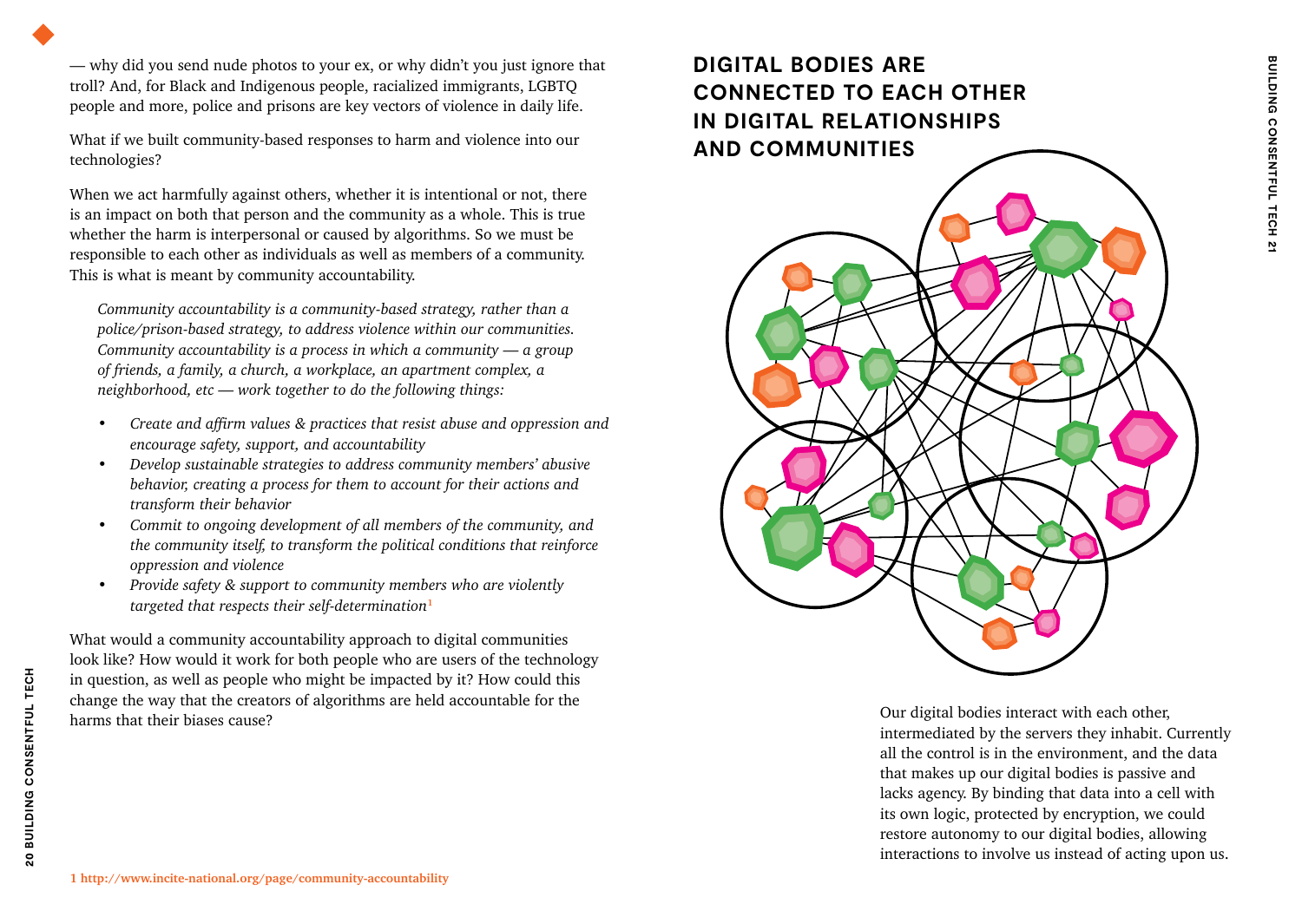— why did you send nude photos to your ex, or why didn't you just ignore that troll? And, for Black and Indigenous people, racialized immigrants, LGBTQ people and more, police and prisons are key vectors of violence in daily life.

What if we built community-based responses to harm and violence into our technologies?

When we act harmfully against others, whether it is intentional or not, there is an impact on both that person and the community as a whole. This is true whether the harm is interpersonal or caused by algorithms. So we must be responsible to each other as individuals as well as members of a community. This is what is meant by community accountability.

> *Community accountability is a community-based strategy, rather than a police/prison-based strategy, to address violence within our communities. Community accountability is a process in which a community — a group of friends, a family, a church, a workplace, an apartment complex, a neighborhood, etc — work together to do the following things:*
>
> - *Create and affirm values & practices that resist abuse and oppression and encourage safety, support, and accountability*
> - *Develop sustainable strategies to address community members' abusive behavior, creating a process for them to account for their actions and transform their behavior*
> - *Commit to ongoing development of all members of the community, and the community itself, to transform the political conditions that reinforce oppression and violence*
> - *Provide safety & support to community members who are violently targeted that respects their self-determination*[1]

What would a community accountability approach to digital communities look like? How would it work for both people who are users of the technology in question, as well as people who might be impacted by it? How could this change the way that the creators of algorithms are held accountable for the harms that their biases cause?

1 http://www.incite-national.org/page/community-accountability

## DIGITAL BODIES ARE CONNECTED TO EACH OTHER IN DIGITAL RELATIONSHIPS AND COMMUNITIES

Our digital bodies interact with each other, intermediated by the servers they inhabit. Currently all the control is in the environment, and the data that makes up our digital bodies is passive and lacks agency. By binding that data into a cell with its own logic, protected by encryption, we could restore autonomy to our digital bodies, allowing interactions to involve us instead of acting upon us.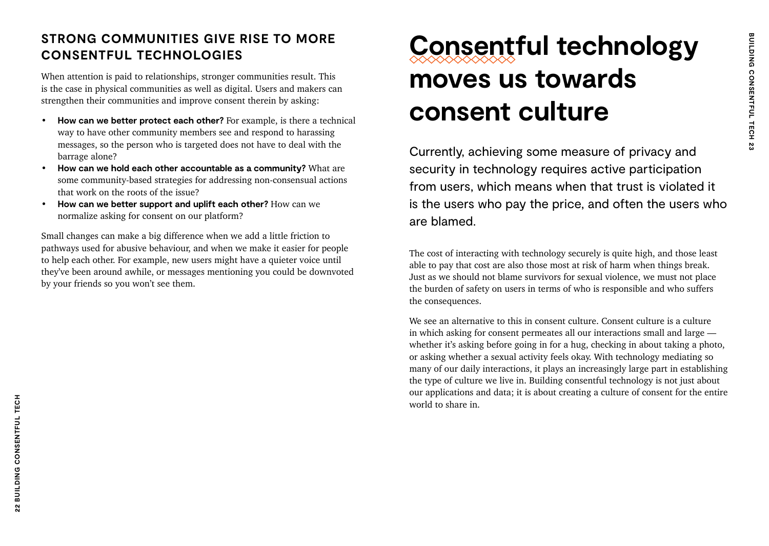### STRONG COMMUNITIES GIVE RISE TO MORE CONSENTFUL TECHNOLOGIES

When attention is paid to relationships, stronger communities result. This is the case in physical communities as well as digital. Users and makers can strengthen their communities and improve consent therein by asking:

- **How can we better protect each other?** For example, is there a technical way to have other community members see and respond to harassing messages, so the person who is targeted does not have to deal with the barrage alone?
- **How can we hold each other accountable as a community?** What are some community-based strategies for addressing non-consensual actions that work on the roots of the issue?
- **How can we better support and uplift each other?** How can we normalize asking for consent on our platform?

Small changes can make a big difference when we add a little friction to pathways used for abusive behaviour, and when we make it easier for people to help each other. For example, new users might have a quieter voice until they've been around awhile, or messages mentioning you could be downvoted by your friends so you won't see them.

# Consentful technology moves us towards consent culture

Currently, achieving some measure of privacy and security in technology requires active participation from users, which means when that trust is violated it is the users who pay the price, and often the users who are blamed.

The cost of interacting with technology securely is quite high, and those least able to pay that cost are also those most at risk of harm when things break. Just as we should not blame survivors for sexual violence, we must not place the burden of safety on users in terms of who is responsible and who suffers the consequences.

We see an alternative to this in consent culture. Consent culture is a culture in which asking for consent permeates all our interactions small and large — whether it's asking before going in for a hug, checking in about taking a photo, or asking whether a sexual activity feels okay. With technology mediating so many of our daily interactions, it plays an increasingly large part in establishing the type of culture we live in. Building consentful technology is not just about our applications and data; it is about creating a culture of consent for the entire world to share in.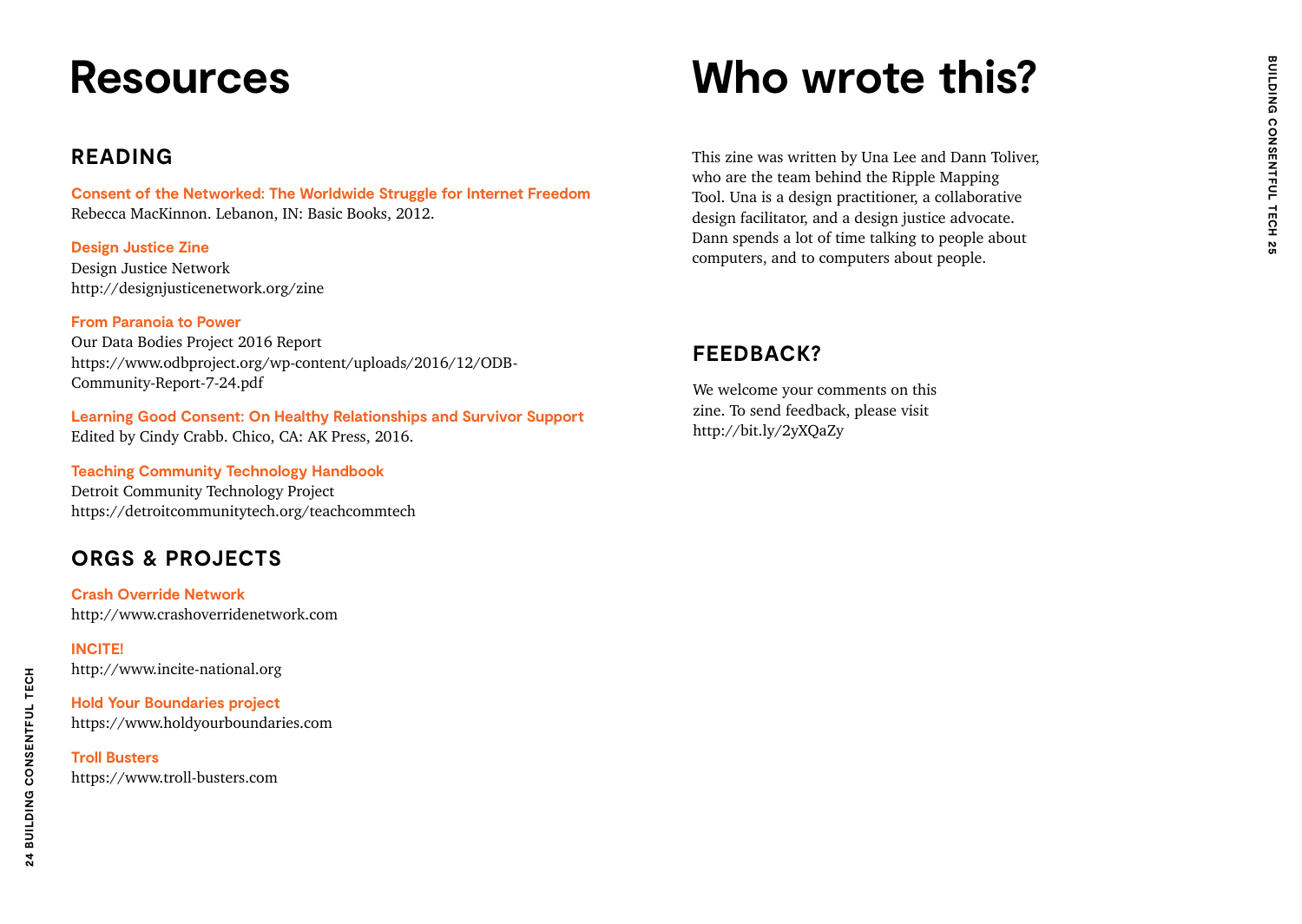# Resources

## READING

**Consent of the Networked: The Worldwide Struggle for Internet Freedom**
Rebecca MacKinnon. Lebanon, IN: Basic Books, 2012.

**Design Justice Zine**
Design Justice Network
http://designjusticenetwork.org/zine

**From Paranoia to Power**
Our Data Bodies Project 2016 Report
https://www.odbproject.org/wp-content/uploads/2016/12/ODB-Community-Report-7-24.pdf

**Learning Good Consent: On Healthy Relationships and Survivor Support**
Edited by Cindy Crabb. Chico, CA: AK Press, 2016.

**Teaching Community Technology Handbook**
Detroit Community Technology Project
https://detroitcommunitytech.org/teachcommtech

## ORGS & PROJECTS

**Crash Override Network**
http://www.crashoverridenetwork.com

**INCITE!**
http://www.incite-national.org

**Hold Your Boundaries project**
https://www.holdyourboundaries.com

**Troll Busters**
https://www.troll-busters.com

# Who wrote this?

This zine was written by Una Lee and Dann Toliver, who are the team behind the Ripple Mapping Tool. Una is a design practitioner, a collaborative design facilitator, and a design justice advocate. Dann spends a lot of time talking to people about computers, and to computers about people.

## FEEDBACK?

We welcome your comments on this zine. To send feedback, please visit http://bit.ly/2yXQaZy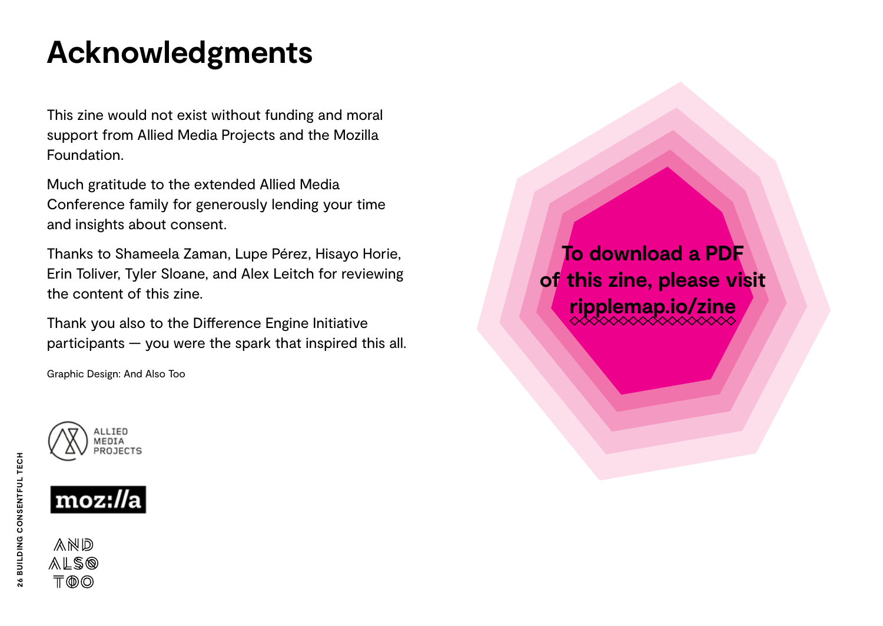# Acknowledgments

This zine would not exist without funding and moral support from Allied Media Projects and the Mozilla Foundation.

Much gratitude to the extended Allied Media Conference family for generously lending your time and insights about consent.

Thanks to Shameela Zaman, Lupe Pérez, Hisayo Horie, Erin Toliver, Tyler Sloane, and Alex Leitch for reviewing the content of this zine.

Thank you also to the Difference Engine Initiative participants — you were the spark that inspired this all.

Graphic Design: And Also Too

ALLIED MEDIA PROJECTS

moz://a

AND ALSO TOO

**To download a PDF of this zine, please visit ripplemap.io/zine**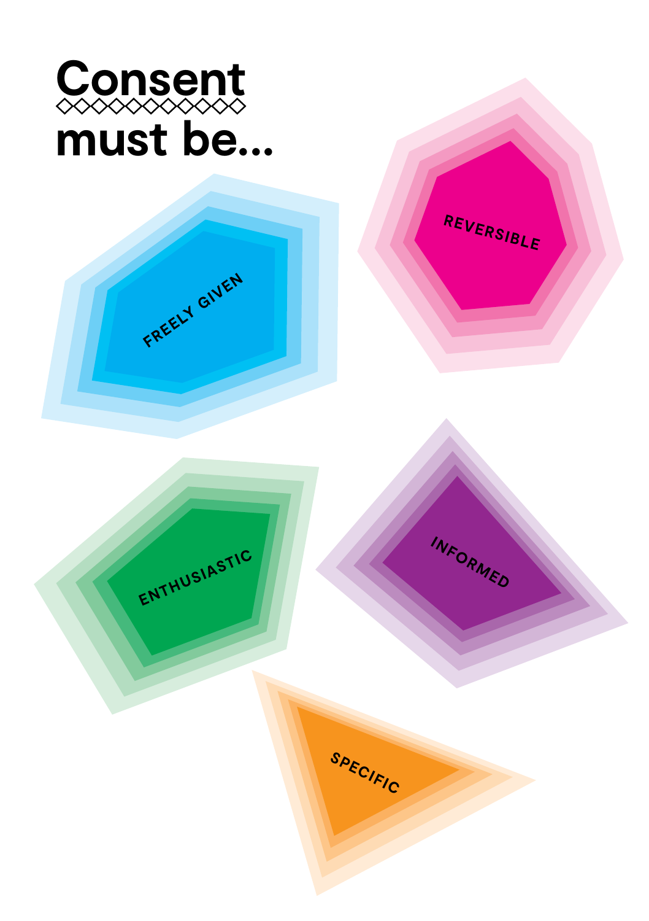# Consent must be...

- FREELY GIVEN
- REVERSIBLE
- ENTHUSIASTIC
- INFORMED
- SPECIFIC